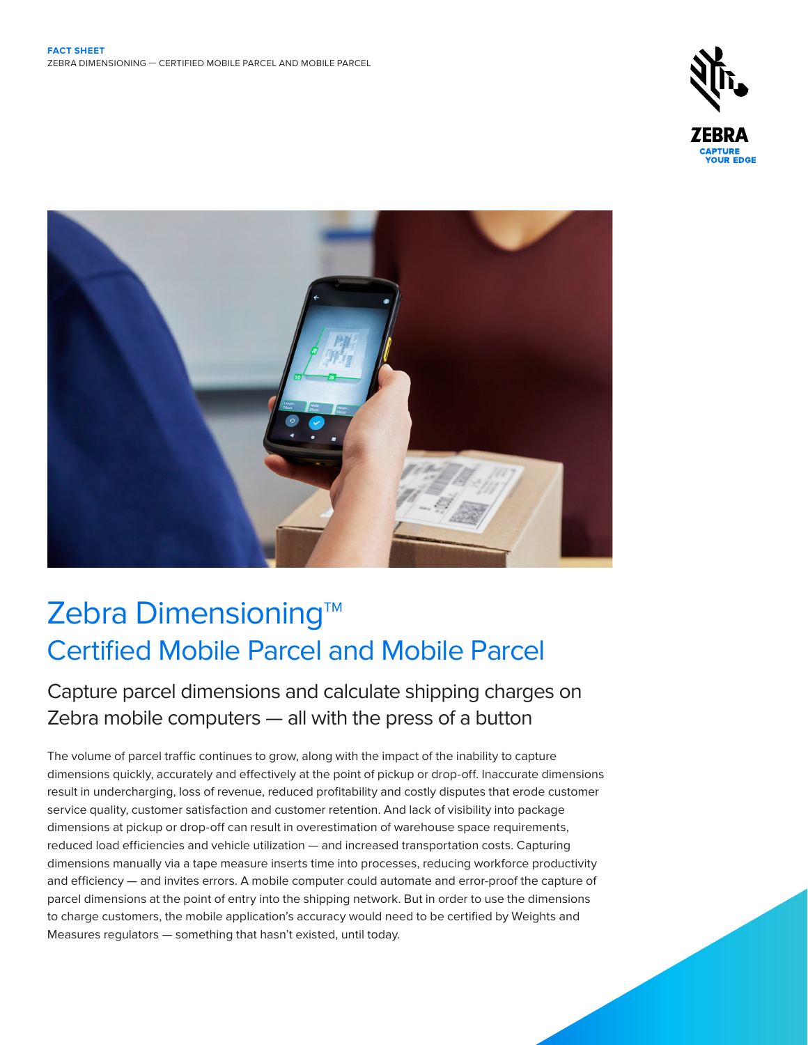FACT SHEET
ZEBRA DIMENSIONING — CERTIFIED MOBILE PARCEL AND MOBILE PARCEL

# Zebra Dimensioning™
# Certified Mobile Parcel and Mobile Parcel

## Capture parcel dimensions and calculate shipping charges on Zebra mobile computers — all with the press of a button

The volume of parcel traffic continues to grow, along with the impact of the inability to capture dimensions quickly, accurately and effectively at the point of pickup or drop-off. Inaccurate dimensions result in undercharging, loss of revenue, reduced profitability and costly disputes that erode customer service quality, customer satisfaction and customer retention. And lack of visibility into package dimensions at pickup or drop-off can result in overestimation of warehouse space requirements, reduced load efficiencies and vehicle utilization — and increased transportation costs. Capturing dimensions manually via a tape measure inserts time into processes, reducing workforce productivity and efficiency — and invites errors. A mobile computer could automate and error-proof the capture of parcel dimensions at the point of entry into the shipping network. But in order to use the dimensions to charge customers, the mobile application's accuracy would need to be certified by Weights and Measures regulators — something that hasn't existed, until today.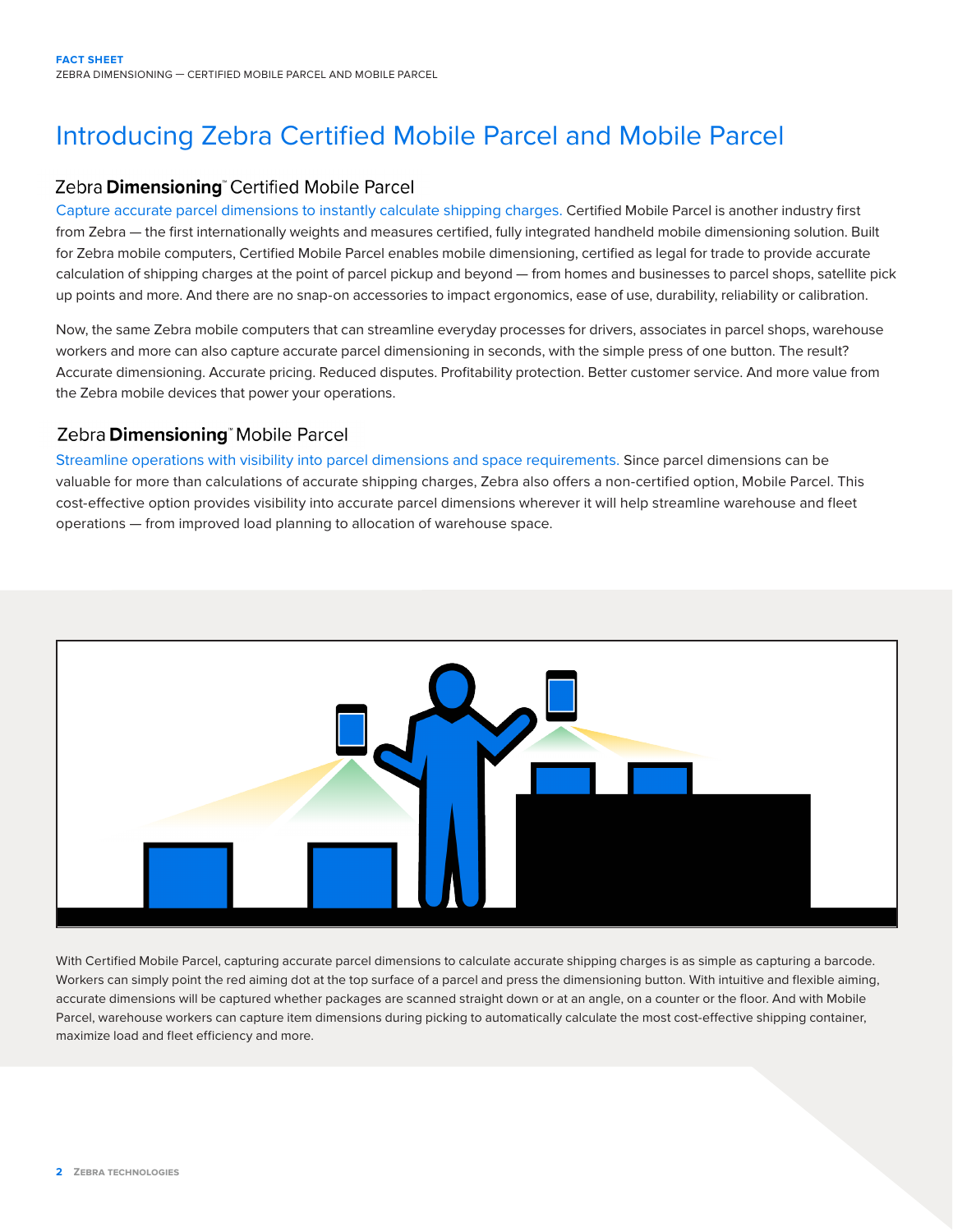# Introducing Zebra Certified Mobile Parcel and Mobile Parcel

## Zebra Dimensioning™ Certified Mobile Parcel

Capture accurate parcel dimensions to instantly calculate shipping charges. Certified Mobile Parcel is another industry first from Zebra — the first internationally weights and measures certified, fully integrated handheld mobile dimensioning solution. Built for Zebra mobile computers, Certified Mobile Parcel enables mobile dimensioning, certified as legal for trade to provide accurate calculation of shipping charges at the point of parcel pickup and beyond — from homes and businesses to parcel shops, satellite pick up points and more. And there are no snap-on accessories to impact ergonomics, ease of use, durability, reliability or calibration.

Now, the same Zebra mobile computers that can streamline everyday processes for drivers, associates in parcel shops, warehouse workers and more can also capture accurate parcel dimensioning in seconds, with the simple press of one button. The result? Accurate dimensioning. Accurate pricing. Reduced disputes. Profitability protection. Better customer service. And more value from the Zebra mobile devices that power your operations.

## Zebra Dimensioning™ Mobile Parcel

Streamline operations with visibility into parcel dimensions and space requirements. Since parcel dimensions can be valuable for more than calculations of accurate shipping charges, Zebra also offers a non-certified option, Mobile Parcel. This cost-effective option provides visibility into accurate parcel dimensions wherever it will help streamline warehouse and fleet operations — from improved load planning to allocation of warehouse space.

With Certified Mobile Parcel, capturing accurate parcel dimensions to calculate accurate shipping charges is as simple as capturing a barcode. Workers can simply point the red aiming dot at the top surface of a parcel and press the dimensioning button. With intuitive and flexible aiming, accurate dimensions will be captured whether packages are scanned straight down or at an angle, on a counter or the floor. And with Mobile Parcel, warehouse workers can capture item dimensions during picking to automatically calculate the most cost-effective shipping container, maximize load and fleet efficiency and more.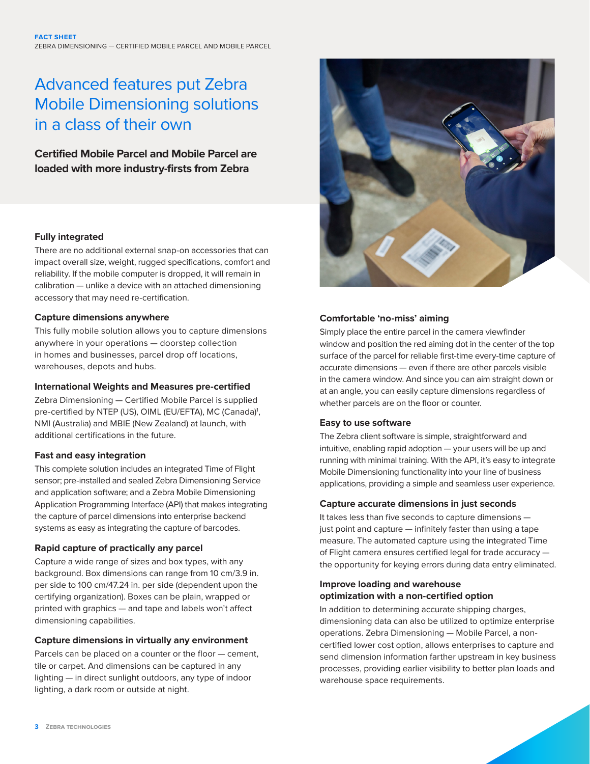FACT SHEET
ZEBRA DIMENSIONING — CERTIFIED MOBILE PARCEL AND MOBILE PARCEL

# Advanced features put Zebra Mobile Dimensioning solutions in a class of their own

**Certified Mobile Parcel and Mobile Parcel are loaded with more industry-firsts from Zebra**

### Fully integrated

There are no additional external snap-on accessories that can impact overall size, weight, rugged specifications, comfort and reliability. If the mobile computer is dropped, it will remain in calibration — unlike a device with an attached dimensioning accessory that may need re-certification.

### Capture dimensions anywhere

This fully mobile solution allows you to capture dimensions anywhere in your operations — doorstep collection in homes and businesses, parcel drop off locations, warehouses, depots and hubs.

### International Weights and Measures pre-certified

Zebra Dimensioning — Certified Mobile Parcel is supplied pre-certified by NTEP (US), OIML (EU/EFTA), MC (Canada)[1], NMI (Australia) and MBIE (New Zealand) at launch, with additional certifications in the future.

### Fast and easy integration

This complete solution includes an integrated Time of Flight sensor; pre-installed and sealed Zebra Dimensioning Service and application software; and a Zebra Mobile Dimensioning Application Programming Interface (API) that makes integrating the capture of parcel dimensions into enterprise backend systems as easy as integrating the capture of barcodes.

### Rapid capture of practically any parcel

Capture a wide range of sizes and box types, with any background. Box dimensions can range from 10 cm/3.9 in. per side to 100 cm/47.24 in. per side (dependent upon the certifying organization). Boxes can be plain, wrapped or printed with graphics — and tape and labels won't affect dimensioning capabilities.

### Capture dimensions in virtually any environment

Parcels can be placed on a counter or the floor — cement, tile or carpet. And dimensions can be captured in any lighting — in direct sunlight outdoors, any type of indoor lighting, a dark room or outside at night.

### Comfortable 'no-miss' aiming

Simply place the entire parcel in the camera viewfinder window and position the red aiming dot in the center of the top surface of the parcel for reliable first-time every-time capture of accurate dimensions — even if there are other parcels visible in the camera window. And since you can aim straight down or at an angle, you can easily capture dimensions regardless of whether parcels are on the floor or counter.

### Easy to use software

The Zebra client software is simple, straightforward and intuitive, enabling rapid adoption — your users will be up and running with minimal training. With the API, it's easy to integrate Mobile Dimensioning functionality into your line of business applications, providing a simple and seamless user experience.

### Capture accurate dimensions in just seconds

It takes less than five seconds to capture dimensions — just point and capture — infinitely faster than using a tape measure. The automated capture using the integrated Time of Flight camera ensures certified legal for trade accuracy — the opportunity for keying errors during data entry eliminated.

### Improve loading and warehouse optimization with a non-certified option

In addition to determining accurate shipping charges, dimensioning data can also be utilized to optimize enterprise operations. Zebra Dimensioning — Mobile Parcel, a non-certified lower cost option, allows enterprises to capture and send dimension information farther upstream in key business processes, providing earlier visibility to better plan loads and warehouse space requirements.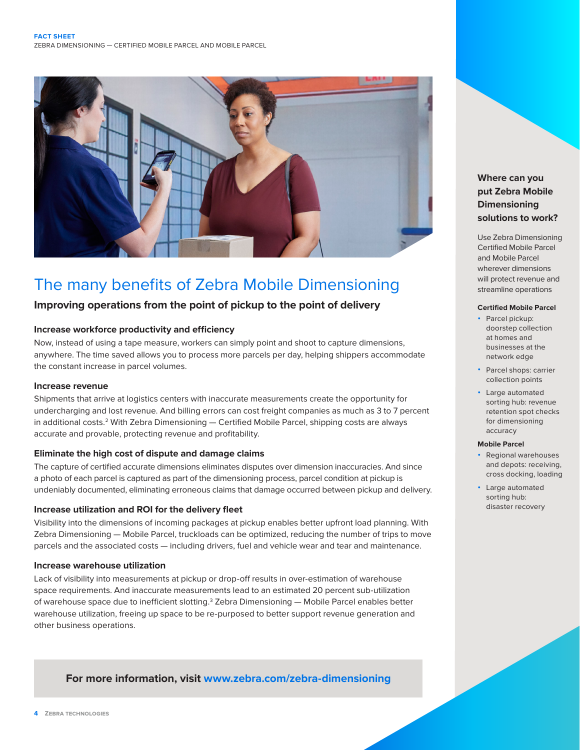FACT SHEET
ZEBRA DIMENSIONING — CERTIFIED MOBILE PARCEL AND MOBILE PARCEL

# The many benefits of Zebra Mobile Dimensioning

## Improving operations from the point of pickup to the point of delivery

### Increase workforce productivity and efficiency

Now, instead of using a tape measure, workers can simply point and shoot to capture dimensions, anywhere. The time saved allows you to process more parcels per day, helping shippers accommodate the constant increase in parcel volumes.

### Increase revenue

Shipments that arrive at logistics centers with inaccurate measurements create the opportunity for undercharging and lost revenue. And billing errors can cost freight companies as much as 3 to 7 percent in additional costs.[2] With Zebra Dimensioning — Certified Mobile Parcel, shipping costs are always accurate and provable, protecting revenue and profitability.

### Eliminate the high cost of dispute and damage claims

The capture of certified accurate dimensions eliminates disputes over dimension inaccuracies. And since a photo of each parcel is captured as part of the dimensioning process, parcel condition at pickup is undeniably documented, eliminating erroneous claims that damage occurred between pickup and delivery.

### Increase utilization and ROI for the delivery fleet

Visibility into the dimensions of incoming packages at pickup enables better upfront load planning. With Zebra Dimensioning — Mobile Parcel, truckloads can be optimized, reducing the number of trips to move parcels and the associated costs — including drivers, fuel and vehicle wear and tear and maintenance.

### Increase warehouse utilization

Lack of visibility into measurements at pickup or drop-off results in over-estimation of warehouse space requirements. And inaccurate measurements lead to an estimated 20 percent sub-utilization of warehouse space due to inefficient slotting.[3] Zebra Dimensioning — Mobile Parcel enables better warehouse utilization, freeing up space to be re-purposed to better support revenue generation and other business operations.

**For more information, visit www.zebra.com/zebra-dimensioning**

## Where can you put Zebra Mobile Dimensioning solutions to work?

Use Zebra Dimensioning Certified Mobile Parcel and Mobile Parcel wherever dimensions will protect revenue and streamline operations

**Certified Mobile Parcel**

- Parcel pickup: doorstep collection at homes and businesses at the network edge
- Parcel shops: carrier collection points
- Large automated sorting hub: revenue retention spot checks for dimensioning accuracy

**Mobile Parcel**

- Regional warehouses and depots: receiving, cross docking, loading
- Large automated sorting hub: disaster recovery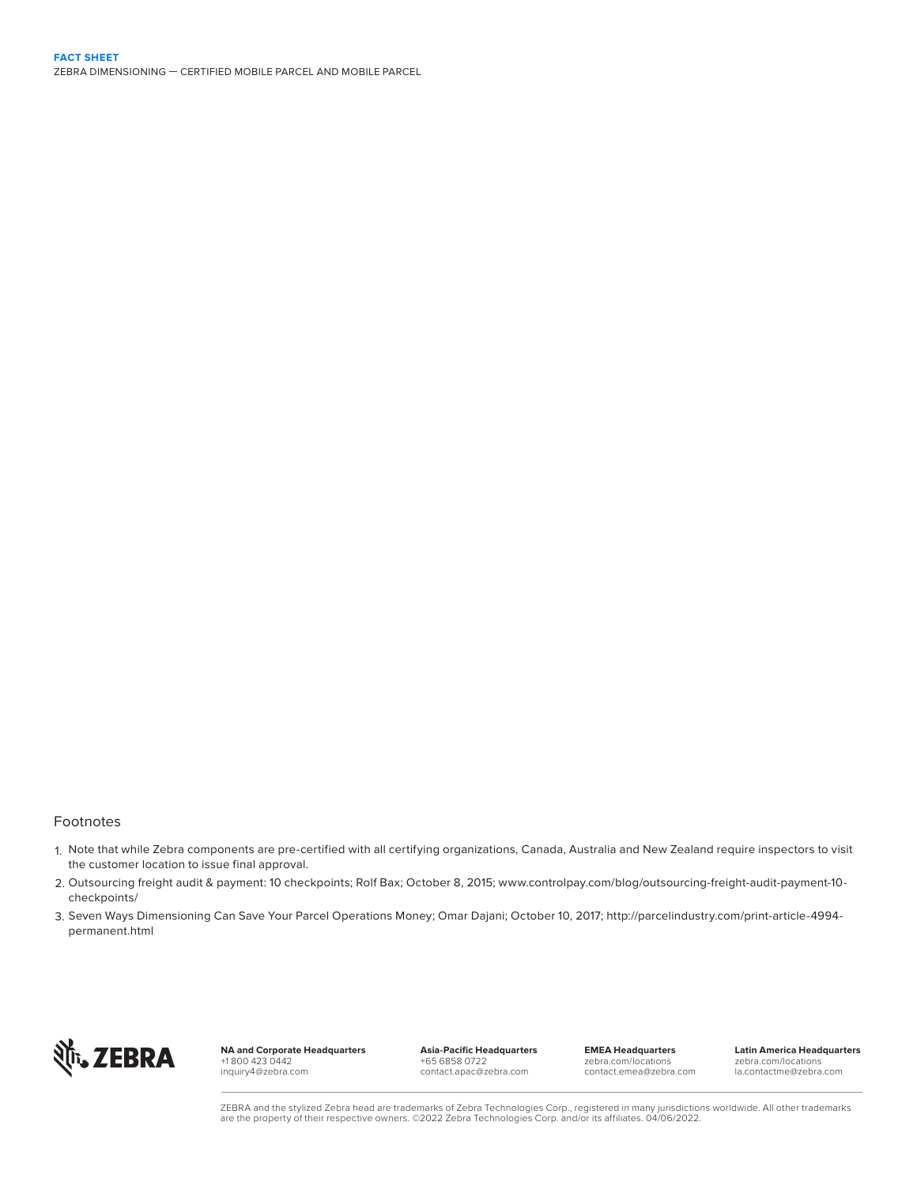## Footnotes

1. Note that while Zebra components are pre-certified with all certifying organizations, Canada, Australia and New Zealand require inspectors to visit the customer location to issue final approval.
2. Outsourcing freight audit & payment: 10 checkpoints; Rolf Bax; October 8, 2015; www.controlpay.com/blog/outsourcing-freight-audit-payment-10-checkpoints/
3. Seven Ways Dimensioning Can Save Your Parcel Operations Money; Omar Dajani; October 10, 2017; http://parcelindustry.com/print-article-4994-permanent.html

**NA and Corporate Headquarters**
+1 800 423 0442
inquiry4@zebra.com

**Asia-Pacific Headquarters**
+65 6858 0722
contact.apac@zebra.com

**EMEA Headquarters**
zebra.com/locations
contact.emea@zebra.com

**Latin America Headquarters**
zebra.com/locations
la.contactme@zebra.com

ZEBRA and the stylized Zebra head are trademarks of Zebra Technologies Corp., registered in many jurisdictions worldwide. All other trademarks are the property of their respective owners. ©2022 Zebra Technologies Corp. and/or its affiliates. 04/06/2022.